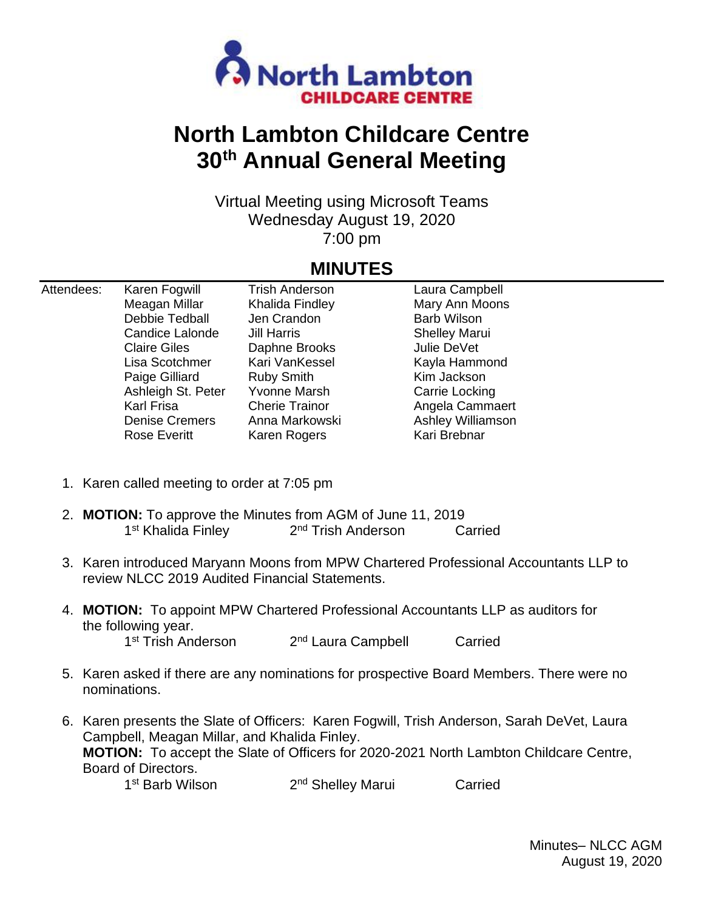# North Lambton Childcare Centre
# 30th Annual General Meeting

Virtual Meeting using Microsoft Teams
Wednesday August 19, 2020
7:00 pm

## MINUTES

| Attendees: | | | |
|---|---|---|---|
| | Karen Fogwill | Trish Anderson | Laura Campbell |
| | Meagan Millar | Khalida Findley | Mary Ann Moons |
| | Debbie Tedball | Jen Crandon | Barb Wilson |
| | Candice Lalonde | Jill Harris | Shelley Marui |
| | Claire Giles | Daphne Brooks | Julie DeVet |
| | Lisa Scotchmer | Kari VanKessel | Kayla Hammond |
| | Paige Gilliard | Ruby Smith | Kim Jackson |
| | Ashleigh St. Peter | Yvonne Marsh | Carrie Locking |
| | Karl Frisa | Cherie Trainor | Angela Cammaert |
| | Denise Cremers | Anna Markowski | Ashley Williamson |
| | Rose Everitt | Karen Rogers | Kari Brebnar |

1. Karen called meeting to order at 7:05 pm

2. **MOTION:** To approve the Minutes from AGM of June 11, 2019
   1st Khalida Finley 2nd Trish Anderson Carried

3. Karen introduced Maryann Moons from MPW Chartered Professional Accountants LLP to review NLCC 2019 Audited Financial Statements.

4. **MOTION:** To appoint MPW Chartered Professional Accountants LLP as auditors for the following year.
   1st Trish Anderson 2nd Laura Campbell Carried

5. Karen asked if there are any nominations for prospective Board Members. There were no nominations.

6. Karen presents the Slate of Officers: Karen Fogwill, Trish Anderson, Sarah DeVet, Laura Campbell, Meagan Millar, and Khalida Finley.
   **MOTION:** To accept the Slate of Officers for 2020-2021 North Lambton Childcare Centre, Board of Directors.
   1st Barb Wilson 2nd Shelley Marui Carried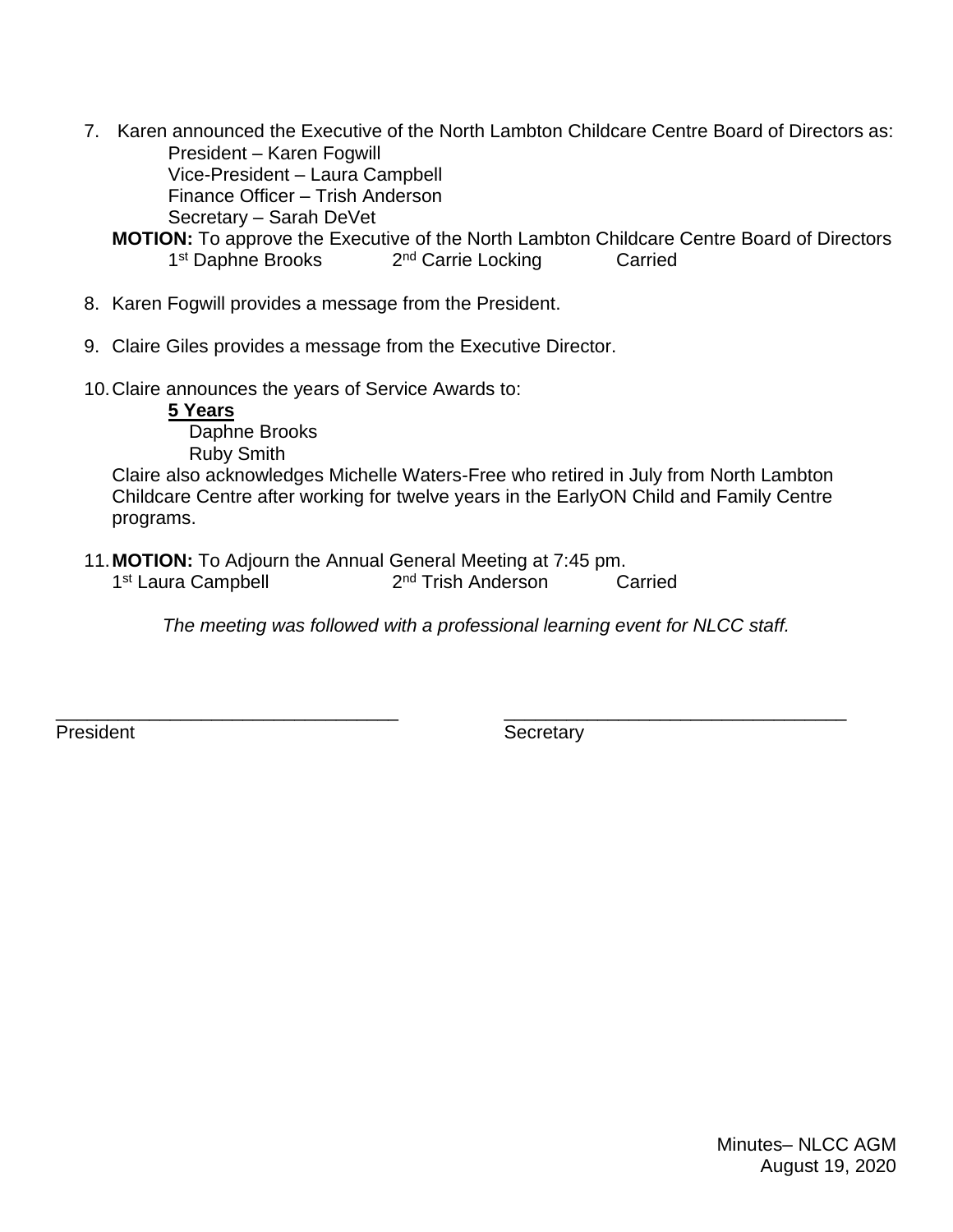7. Karen announced the Executive of the North Lambton Childcare Centre Board of Directors as:
   - President – Karen Fogwill
   - Vice-President – Laura Campbell
   - Finance Officer – Trish Anderson
   - Secretary – Sarah DeVet

   **MOTION:** To approve the Executive of the North Lambton Childcare Centre Board of Directors
   1st Daphne Brooks  2nd Carrie Locking  Carried

8. Karen Fogwill provides a message from the President.

9. Claire Giles provides a message from the Executive Director.

10. Claire announces the years of Service Awards to:

    **<u>5 Years</u>**
    - Daphne Brooks
    - Ruby Smith

    Claire also acknowledges Michelle Waters-Free who retired in July from North Lambton Childcare Centre after working for twelve years in the EarlyON Child and Family Centre programs.

11. **MOTION:** To Adjourn the Annual General Meeting at 7:45 pm.
    1st Laura Campbell  2nd Trish Anderson  Carried

*The meeting was followed with a professional learning event for NLCC staff.*

\_\_\_\_\_\_\_\_\_\_\_\_\_\_\_\_\_\_\_\_\_\_\_\_\_\_\_\_\_\_\_\_
President

\_\_\_\_\_\_\_\_\_\_\_\_\_\_\_\_\_\_\_\_\_\_\_\_\_\_\_\_\_\_\_\_
Secretary

Minutes– NLCC AGM
August 19, 2020